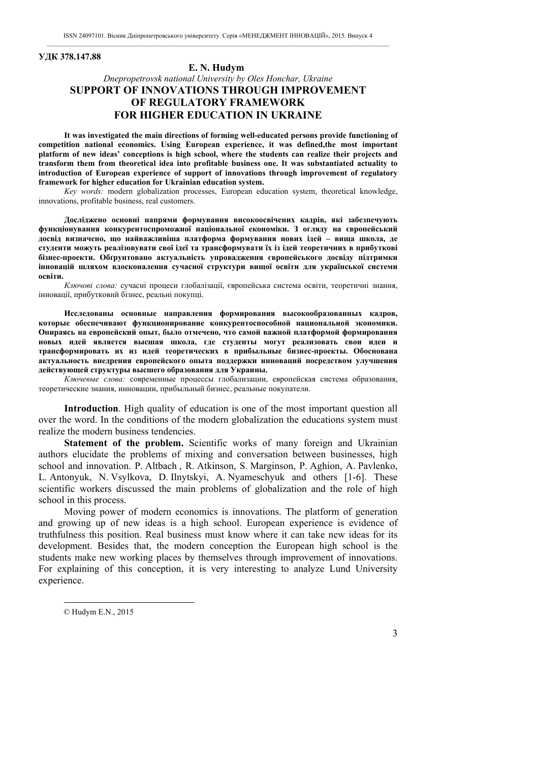**УДК 378.147.88**

**E. N. Hudym**

*Dnepropetrovsk national University by Oles Honchar, Ukraine*

# SUPPORT OF INNOVATIONS THROUGH IMPROVEMENT OF REGULATORY FRAMEWORK FOR HIGHER EDUCATION IN UKRAINE

**It was investigated the main directions of forming well-educated persons provide functioning of competition national economics. Using European experience, it was defined,the most important platform of new ideas' conceptions is high school, where the students can realize their projects and transform them from theoretical idea into profitable business one. It was substantiated actuality to introduction of European experience of support of innovations through improvement of regulatory framework for higher education for Ukrainian education system.**

*Key words:* modern globalization processes, European education system, theoretical knowledge, innovations, profitable business, real customers.

**Досліджено основні напрями формування високоосвічених кадрів, які забезпечують функціонування конкурентоспроможної національної економіки. З огляду на європейський досвід визначено, що найважливіша платформа формування нових ідей – вища школа, де студенти можуть реалізовувати свої ідеї та трансформувати їх із ідей теоретичних в прибуткові бізнес-проекти. Обгрунтовано актуальність упровадження європейського досвіду підтримки інновацій шляхом вдосконалення сучасної структури вищої освіти для української системи освіти.**

*Ключові слова:* сучасні процеси глобалізації, європейська система освіти, теоретичні знання, інновації, прибутковий бізнес, реальні покупці.

**Исследованы основные направления формирования высокообразованных кадров, которые обеспечивают функционирование конкурентоспособной национальной экономики. Опираясь на европейский опыт, было отмечено, что самой важной платформой формирования новых идей является высшая школа, где студенты могут реализовать свои идеи и трансформировать их из идей теоретических в прибыльные бизнес-проекты. Обоснована актуальность внедрения европейского опыта поддержки инноваций посредством улучшения действующей структуры высшего образования для Украины.**

*Ключевые слова:* современные процессы глобализации, европейская система образования, теоретические знания, инновации, прибыльный бизнес, реальные покупатели.

**Introduction**. High quality of education is one of the most important question all over the word. In the conditions of the modern globalization the educations system must realize the modern business tendencies.

**Statement of the problem.** Scientific works of many foreign and Ukrainian authors elucidate the problems of mixing and conversation between businesses, high school and innovation. P. Altbach , R. Atkinson, S. Marginson, P. Aghion, A. Pavlenko, L. Antonyuk, N. Vsylkova, D. Ilnytskyi, A. Nyameschyuk and others [1-6]. These scientific workers discussed the main problems of globalization and the role of high school in this process.

Moving power of modern economics is innovations. The platform of generation and growing up of new ideas is a high school. European experience is evidence of truthfulness this position. Real business must know where it can take new ideas for its development. Besides that, the modern conception the European high school is the students make new working places by themselves through improvement of innovations. For explaining of this conception, it is very interesting to analyze Lund University experience.

© Hudym E.N., 2015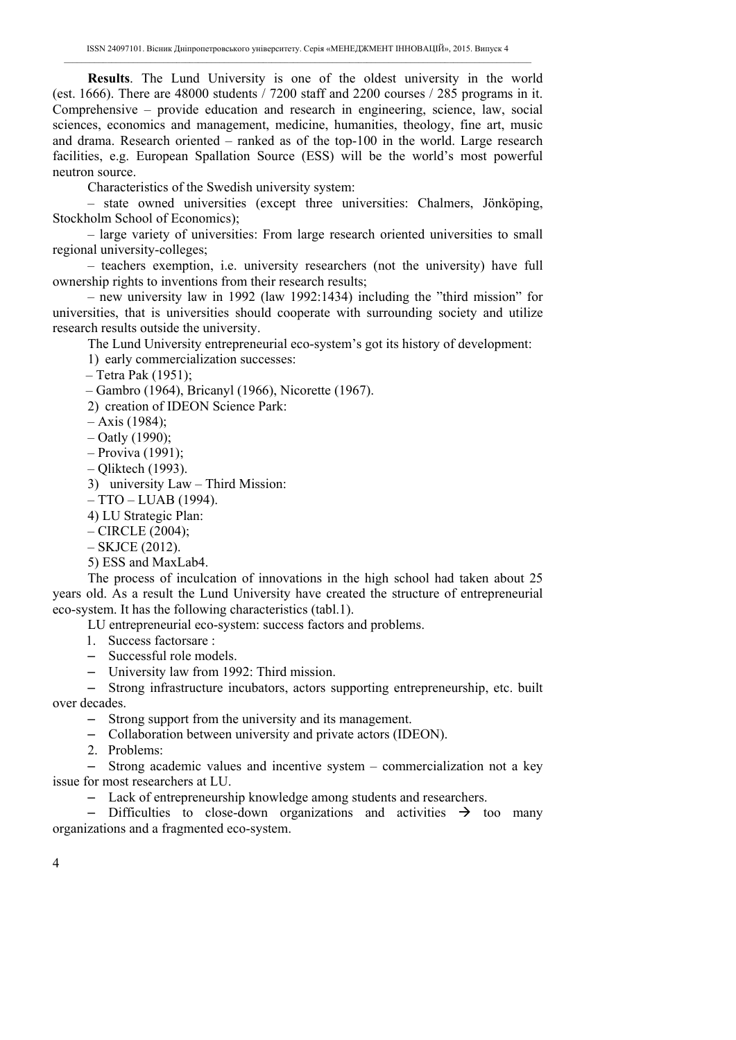**Results**. The Lund University is one of the oldest university in the world (est. 1666). There are 48000 students / 7200 staff and 2200 courses / 285 programs in it. Comprehensive – provide education and research in engineering, science, law, social sciences, economics and management, medicine, humanities, theology, fine art, music and drama. Research oriented – ranked as of the top-100 in the world. Large research facilities, e.g. European Spallation Source (ESS) will be the world's most powerful neutron source.

Characteristics of the Swedish university system:

– state owned universities (except three universities: Chalmers, Jönköping, Stockholm School of Economics);

– large variety of universities: From large research oriented universities to small regional university-colleges;

– teachers exemption, i.e. university researchers (not the university) have full ownership rights to inventions from their research results;

– new university law in 1992 (law 1992:1434) including the "third mission" for universities, that is universities should cooperate with surrounding society and utilize research results outside the university.

The Lund University entrepreneurial eco-system's got its history of development:

1) early commercialization successes:

– Tetra Pak (1951);

– Gambro (1964), Bricanyl (1966), Nicorette (1967).

2) creation of IDEON Science Park:

– Axis (1984);

– Oatly (1990);

– Proviva (1991);

– Qliktech (1993).

3) university Law – Third Mission:

– TTO – LUAB (1994).

4) LU Strategic Plan:

– CIRCLE (2004);

– SKJCE (2012).

5) ESS and MaxLab4.

The process of inculcation of innovations in the high school had taken about 25 years old. As a result the Lund University have created the structure of entrepreneurial eco-system. It has the following characteristics (tabl.1).

LU entrepreneurial eco-system: success factors and problems.

1. Success factorsare :

– Successful role models.

– University law from 1992: Third mission.

– Strong infrastructure incubators, actors supporting entrepreneurship, etc. built over decades.

– Strong support from the university and its management.

– Collaboration between university and private actors (IDEON).

2. Problems:

– Strong academic values and incentive system – commercialization not a key issue for most researchers at LU.

– Lack of entrepreneurship knowledge among students and researchers.

– Difficulties to close-down organizations and activities → too many organizations and a fragmented eco-system.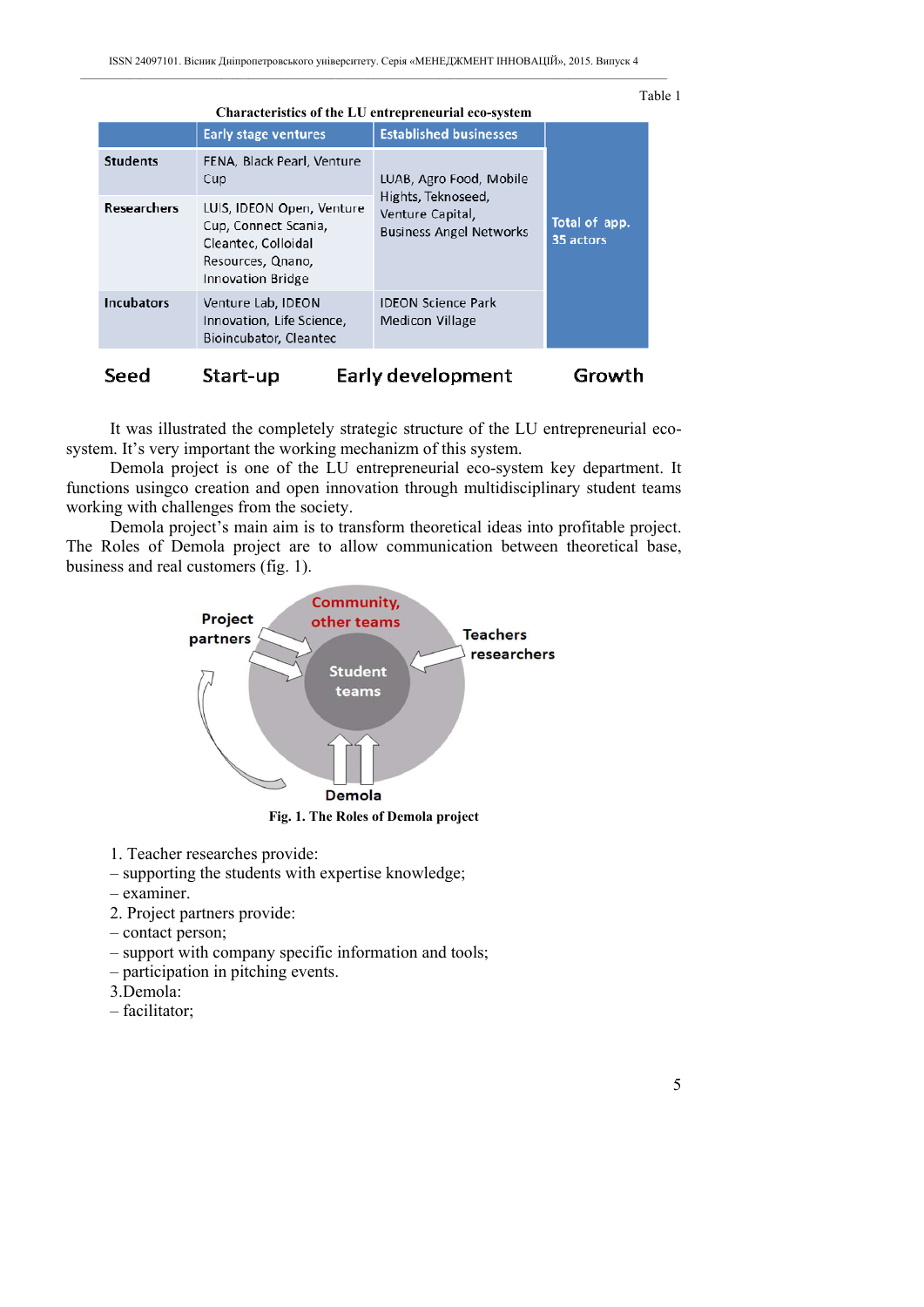Table 1

**Characteristics of the LU entrepreneurial eco-system**

| | Early stage ventures | Established businesses | |
|---|---|---|---|
| Students | FENA, Black Pearl, Venture Cup | LUAB, Agro Food, Mobile Hights, Teknoseed, Venture Capital, Business Angel Networks | Total of app. 35 actors |
| Researchers | LUIS, IDEON Open, Venture Cup, Connect Scania, Cleantec, Colloidal Resources, Qnano, Innovation Bridge | | |
| Incubators | Venture Lab, IDEON Innovation, Life Science, Bioincubator, Cleantec | IDEON Science Park Medicon Village | |
| Seed | Start-up | Early development | Growth |

It was illustrated the completely strategic structure of the LU entrepreneurial eco-system. It's very important the working mechanizm of this system.

Demola project is one of the LU entrepreneurial eco-system key department. It functions usingco creation and open innovation through multidisciplinary student teams working with challenges from the society.

Demola project's main aim is to transform theoretical ideas into profitable project. The Roles of Demola project are to allow communication between theoretical base, business and real customers (fig. 1).

Project partners | Community, other teams | Teachers researchers | Student teams | Demola

**Fig. 1. The Roles of Demola project**

1. Teacher researches provide:
– supporting the students with expertise knowledge;
– examiner.
2. Project partners provide:
– contact person;
– support with company specific information and tools;
– participation in pitching events.
3.Demola:
– facilitator;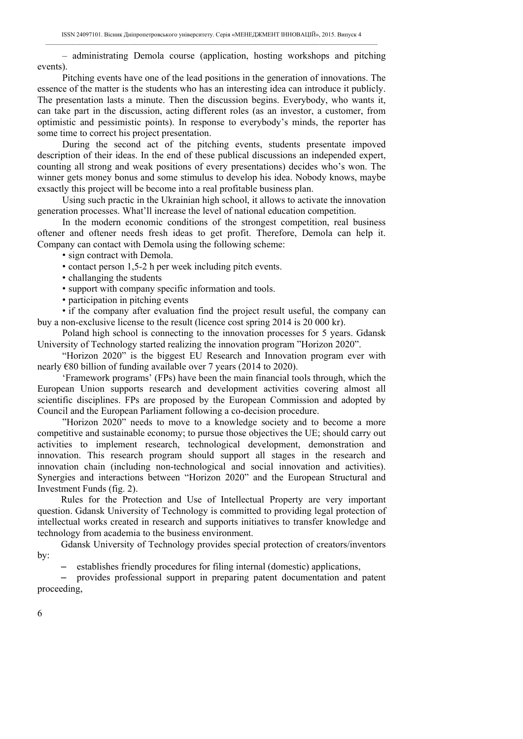– administrating Demola course (application, hosting workshops and pitching events).

Pitching events have one of the lead positions in the generation of innovations. The essence of the matter is the students who has an interesting idea can introduce it publicly. The presentation lasts a minute. Then the discussion begins. Everybody, who wants it, can take part in the discussion, acting different roles (as an investor, a customer, from optimistic and pessimistic points). In response to everybody's minds, the reporter has some time to correct his project presentation.

During the second act of the pitching events, students presentate impoved description of their ideas. In the end of these publical discussions an independed expert, counting all strong and weak positions of every presentations) decides who's won. The winner gets money bonus and some stimulus to develop his idea. Nobody knows, maybe exsactly this project will be become into a real profitable business plan.

Using such practic in the Ukrainian high school, it allows to activate the innovation generation processes. What'll increase the level of national education competition.

In the modern economic conditions of the strongest competition, real business oftener and oftener needs fresh ideas to get profit. Therefore, Demola can help it. Company can contact with Demola using the following scheme:

- sign contract with Demola.
- contact person 1,5-2 h per week including pitch events.
- challanging the students
- support with company specific information and tools.
- participation in pitching events
- if the company after evaluation find the project result useful, the company can buy a non-exclusive license to the result (licence cost spring 2014 is 20 000 kr).

Poland high school is connecting to the innovation processes for 5 years. Gdansk University of Technology started realizing the innovation program "Horizon 2020".

"Horizon 2020" is the biggest EU Research and Innovation program ever with nearly €80 billion of funding available over 7 years (2014 to 2020).

'Framework programs' (FPs) have been the main financial tools through, which the European Union supports research and development activities covering almost all scientific disciplines. FPs are proposed by the European Commission and adopted by Council and the European Parliament following a co-decision procedure.

"Horizon 2020" needs to move to a knowledge society and to become a more competitive and sustainable economy; to pursue those objectives the UE; should carry out activities to implement research, technological development, demonstration and innovation. This research program should support all stages in the research and innovation chain (including non-technological and social innovation and activities). Synergies and interactions between "Horizon 2020" and the European Structural and Investment Funds (fig. 2).

Rules for the Protection and Use of Intellectual Property are very important question. Gdansk University of Technology is committed to providing legal protection of intellectual works created in research and supports initiatives to transfer knowledge and technology from academia to the business environment.

Gdansk University of Technology provides special protection of creators/inventors by:

– establishes friendly procedures for filing internal (domestic) applications,

– provides professional support in preparing patent documentation and patent proceeding,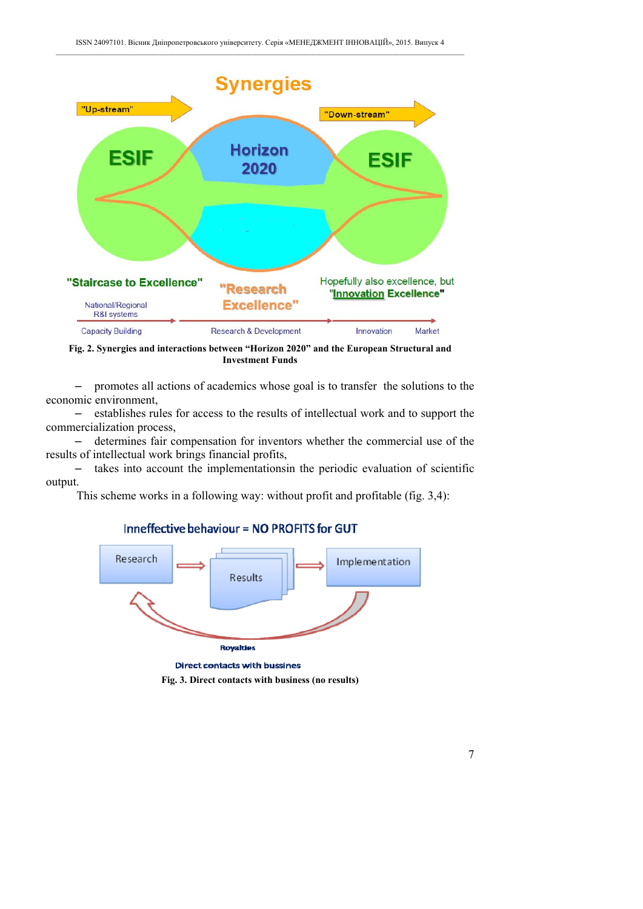Fig. 2. Synergies and interactions between “Horizon 2020” and the European Structural and Investment Funds

– promotes all actions of academics whose goal is to transfer the solutions to the economic environment,

– establishes rules for access to the results of intellectual work and to support the commercialization process,

– determines fair compensation for inventors whether the commercial use of the results of intellectual work brings financial profits,

– takes into account the implementationsin the periodic evaluation of scientific output.

This scheme works in a following way: without profit and profitable (fig. 3,4):

Fig. 3. Direct contacts with business (no results)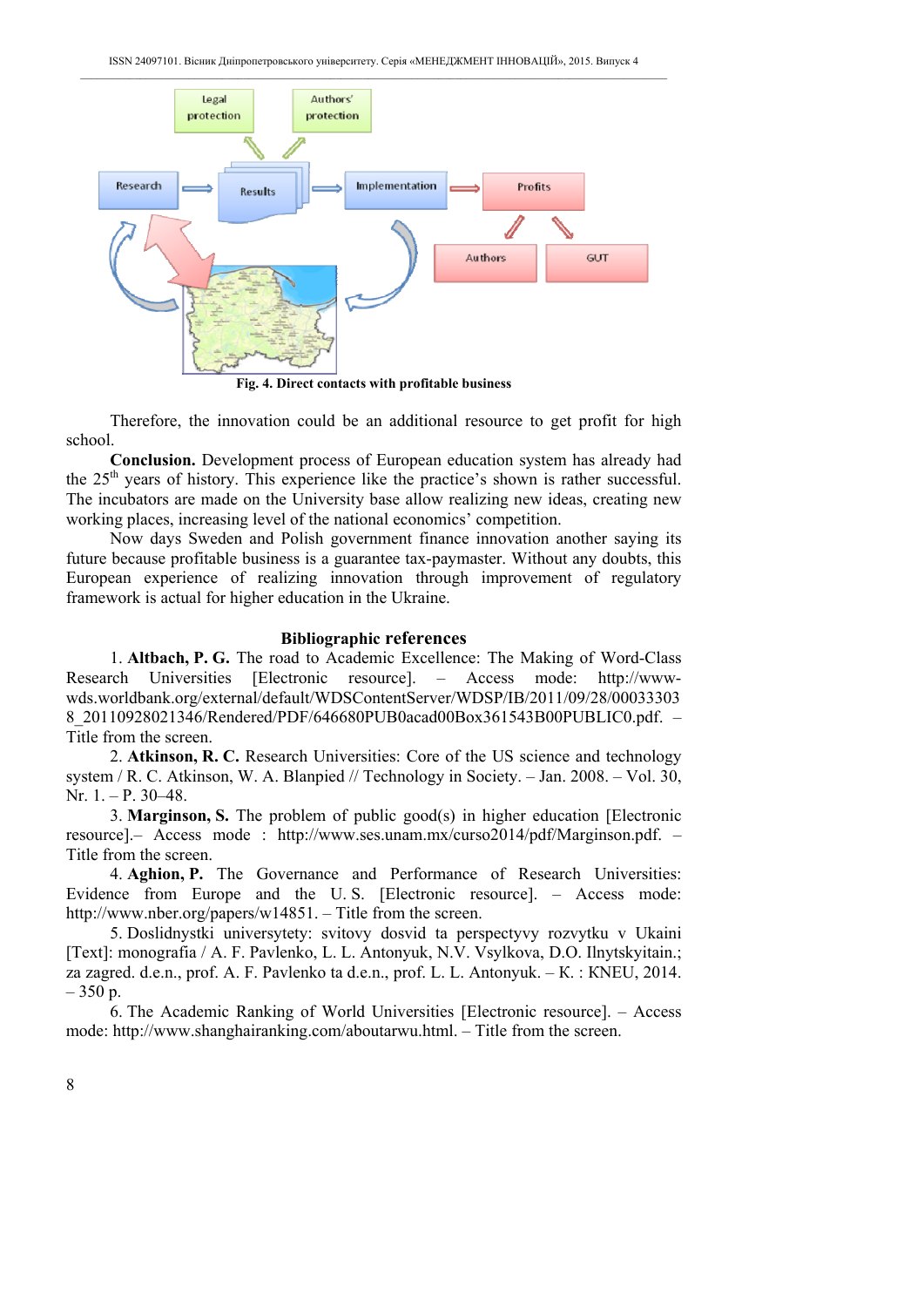Fig. 4. Direct contacts with profitable business

Therefore, the innovation could be an additional resource to get profit for high school.

**Conclusion.** Development process of European education system has already had the 25th years of history. This experience like the practice's shown is rather successful. The incubators are made on the University base allow realizing new ideas, creating new working places, increasing level of the national economics' competition.

Now days Sweden and Polish government finance innovation another saying its future because profitable business is a guarantee tax-paymaster. Without any doubts, this European experience of realizing innovation through improvement of regulatory framework is actual for higher education in the Ukraine.

## Bibliographic references

1. **Altbach, P. G.** The road to Academic Excellence: The Making of Word-Class Research Universities [Electronic resource]. – Access mode: http://www-wds.worldbank.org/external/default/WDSContentServer/WDSP/IB/2011/09/28/000333038_20110928021346/Rendered/PDF/646680PUB0acad00Box361543B00PUBLIC0.pdf. – Title from the screen.

2. **Atkinson, R. C.** Research Universities: Core of the US science and technology system / R. C. Atkinson, W. A. Blanpied // Technology in Society. – Jan. 2008. – Vol. 30, Nr. 1. – P. 30–48.

3. **Marginson, S.** The problem of public good(s) in higher education [Electronic resource].– Access mode : http://www.ses.unam.mx/curso2014/pdf/Marginson.pdf. – Title from the screen.

4. **Aghion, P.** The Governance and Performance of Research Universities: Evidence from Europe and the U. S. [Electronic resource]. – Access mode: http://www.nber.org/papers/w14851. – Title from the screen.

5. Doslidnystki universytety: svitovy dosvid ta perspectyvy rozvytku v Ukaini [Text]: monografia / A. F. Pavlenko, L. L. Antonyuk, N.V. Vsylkova, D.O. Ilnytskyitain.; za zagred. d.e.n., prof. A. F. Pavlenko ta d.e.n., prof. L. L. Antonyuk. – K. : KNEU, 2014. – 350 p.

6. The Academic Ranking of World Universities [Electronic resource]. – Access mode: http://www.shanghairanking.com/aboutarwu.html. – Title from the screen.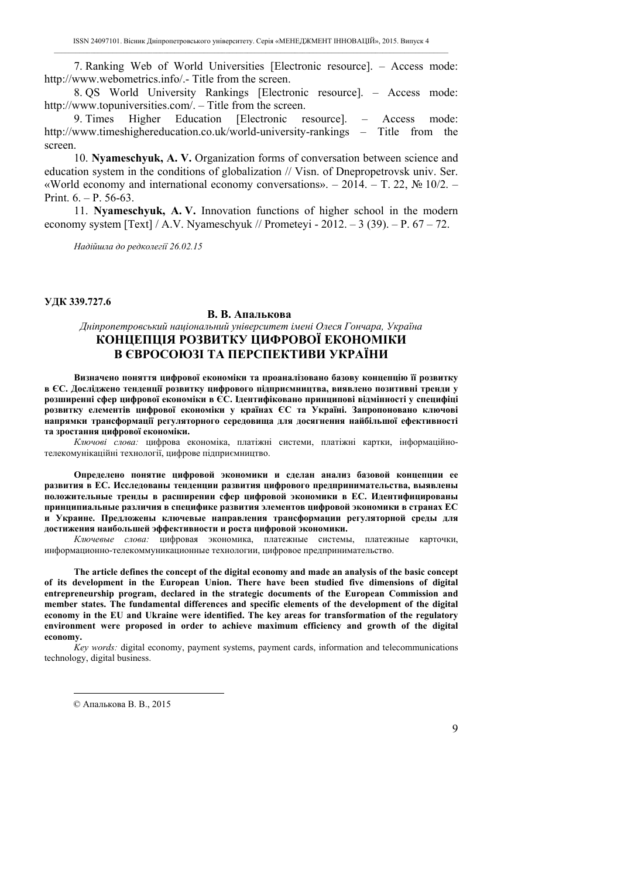7. Ranking Web of World Universities [Electronic resource]. – Access mode: http://www.webometrics.info/.- Title from the screen.

8. QS World University Rankings [Electronic resource]. – Access mode: http://www.topuniversities.com/. – Title from the screen.

9. Times Higher Education [Electronic resource]. – Access mode: http://www.timeshighereducation.co.uk/world-university-rankings – Title from the screen.

10. **Nyameschyuk, A. V.** Organization forms of conversation between science and education system in the conditions of globalization // Visn. of Dnepropetrovsk univ. Ser. «World economy and international economy conversations». – 2014. – T. 22, № 10/2. – Print. 6. – P. 56-63.

11. **Nyameschyuk, A. V.** Innovation functions of higher school in the modern economy system [Text] / A.V. Nyameschyuk // Prometeyi - 2012. – 3 (39). – P. 67 – 72.

*Надійшла до редколегії 26.02.15*

**УДК 339.727.6**

**В. В. Апалькова**

*Дніпропетровський національний університет імені Олеся Гончара, Україна*

# КОНЦЕПЦІЯ РОЗВИТКУ ЦИФРОВОЇ ЕКОНОМІКИ В ЄВРОСОЮЗІ ТА ПЕРСПЕКТИВИ УКРАЇНИ

**Визначено поняття цифрової економіки та проаналізовано базову концепцію її розвитку в ЄС. Досліджено тенденції розвитку цифрового підприємництва, виявлено позитивні тренди у розширенні сфер цифрової економіки в ЄС. Ідентифіковано принципові відмінності у специфіці розвитку елементів цифрової економіки у країнах ЄС та Україні. Запропоновано ключові напрямки трансформації регуляторного середовища для досягнення найбільшої ефективності та зростання цифрової економіки.**

*Ключові слова:* цифрова економіка, платіжні системи, платіжні картки, інформаційно-телекомунікаційні технології, цифрове підприємництво.

**Определено понятие цифровой экономики и сделан анализ базовой концепции ее развития в ЕС. Исследованы тенденции развития цифрового предпринимательства, выявлены положительные тренды в расширении сфер цифровой экономики в ЕС. Идентифицированы принципиальные различия в специфике развития элементов цифровой экономики в странах ЕС и Украине. Предложены ключевые направления трансформации регуляторной среды для достижения наибольшей эффективности и роста цифровой экономики.**

*Ключевые слова:* цифровая экономика, платежные системы, платежные карточки, информационно-телекоммуникационные технологии, цифровое предпринимательство.

**The article defines the concept of the digital economy and made an analysis of the basic concept of its development in the European Union. There have been studied five dimensions of digital entrepreneurship program, declared in the strategic documents of the European Commission and member states. The fundamental differences and specific elements of the development of the digital economy in the EU and Ukraine were identified. The key areas for transformation of the regulatory environment were proposed in order to achieve maximum efficiency and growth of the digital economy.**

*Key words:* digital economy, payment systems, payment cards, information and telecommunications technology, digital business.

© Апалькова В. В., 2015